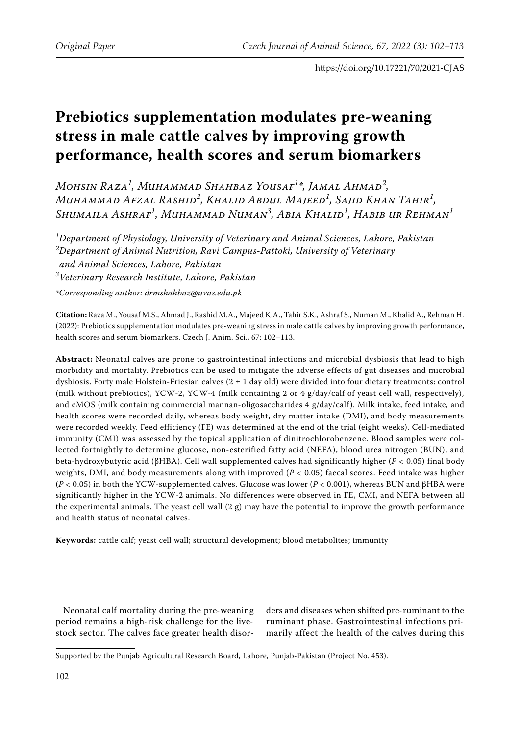# Prebiotics supplementation modulates pre-weaning stress in male cattle calves by improving growth performance, health scores and serum biomarkers

*Mohsin Raza[1], Muhammad Shahbaz Yousaf[1]\*, Jamal Ahmad[2], Muhammad Afzal Rashid[2], Khalid Abdul Majeed[1], Sajid Khan Tahir[1], Shumaila Ashraf[1], Muhammad Numan[3], Abia Khalid[1], Habib ur Rehman[1]*

*[1]Department of Physiology, University of Veterinary and Animal Sciences, Lahore, Pakistan*
*[2]Department of Animal Nutrition, Ravi Campus-Pattoki, University of Veterinary and Animal Sciences, Lahore, Pakistan*
*[3]Veterinary Research Institute, Lahore, Pakistan*

*\*Corresponding author: drmshahbaz@uvas.edu.pk*

**Citation:** Raza M., Yousaf M.S., Ahmad J., Rashid M.A., Majeed K.A., Tahir S.K., Ashraf S., Numan M., Khalid A., Rehman H. (2022): Prebiotics supplementation modulates pre-weaning stress in male cattle calves by improving growth performance, health scores and serum biomarkers. Czech J. Anim. Sci., 67: 102–113.

**Abstract:** Neonatal calves are prone to gastrointestinal infections and microbial dysbiosis that lead to high morbidity and mortality. Prebiotics can be used to mitigate the adverse effects of gut diseases and microbial dysbiosis. Forty male Holstein-Friesian calves (2 ± 1 day old) were divided into four dietary treatments: control (milk without prebiotics), YCW-2, YCW-4 (milk containing 2 or 4 g/day/calf of yeast cell wall, respectively), and cMOS (milk containing commercial mannan-oligosaccharides 4 g/day/calf). Milk intake, feed intake, and health scores were recorded daily, whereas body weight, dry matter intake (DMI), and body measurements were recorded weekly. Feed efficiency (FE) was determined at the end of the trial (eight weeks). Cell-mediated immunity (CMI) was assessed by the topical application of dinitrochlorobenzene. Blood samples were collected fortnightly to determine glucose, non-esterified fatty acid (NEFA), blood urea nitrogen (BUN), and beta-hydroxybutyric acid (βHBA). Cell wall supplemented calves had significantly higher ($P < 0.05$) final body weights, DMI, and body measurements along with improved ($P < 0.05$) faecal scores. Feed intake was higher ($P < 0.05$) in both the YCW-supplemented calves. Glucose was lower ($P < 0.001$), whereas BUN and βHBA were significantly higher in the YCW-2 animals. No differences were observed in FE, CMI, and NEFA between all the experimental animals. The yeast cell wall (2 g) may have the potential to improve the growth performance and health status of neonatal calves.

**Keywords:** cattle calf; yeast cell wall; structural development; blood metabolites; immunity

Neonatal calf mortality during the pre-weaning period remains a high-risk challenge for the livestock sector. The calves face greater health disorders and diseases when shifted pre-ruminant to the ruminant phase. Gastrointestinal infections primarily affect the health of the calves during this

Supported by the Punjab Agricultural Research Board, Lahore, Punjab-Pakistan (Project No. 453).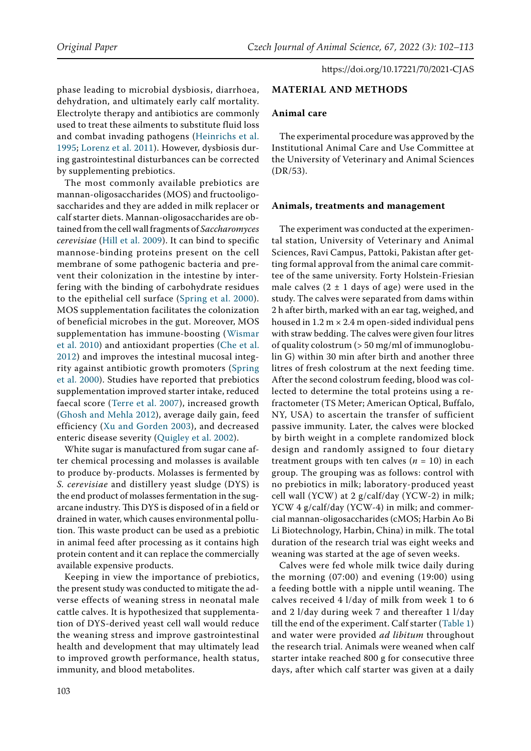phase leading to microbial dysbiosis, diarrhoea, dehydration, and ultimately early calf mortality. Electrolyte therapy and antibiotics are commonly used to treat these ailments to substitute fluid loss and combat invading pathogens (Heinrichs et al. 1995; Lorenz et al. 2011). However, dysbiosis during gastrointestinal disturbances can be corrected by supplementing prebiotics.

The most commonly available prebiotics are mannan-oligosaccharides (MOS) and fructooligosaccharides and they are added in milk replacer or calf starter diets. Mannan-oligosaccharides are obtained from the cell wall fragments of *Saccharomyces cerevisiae* (Hill et al. 2009). It can bind to specific mannose-binding proteins present on the cell membrane of some pathogenic bacteria and prevent their colonization in the intestine by interfering with the binding of carbohydrate residues to the epithelial cell surface (Spring et al. 2000). MOS supplementation facilitates the colonization of beneficial microbes in the gut. Moreover, MOS supplementation has immune-boosting (Wismar et al. 2010) and antioxidant properties (Che et al. 2012) and improves the intestinal mucosal integrity against antibiotic growth promoters (Spring et al. 2000). Studies have reported that prebiotics supplementation improved starter intake, reduced faecal score (Terre et al. 2007), increased growth (Ghosh and Mehla 2012), average daily gain, feed efficiency (Xu and Gorden 2003), and decreased enteric disease severity (Quigley et al. 2002).

White sugar is manufactured from sugar cane after chemical processing and molasses is available to produce by-products. Molasses is fermented by *S. cerevisiae* and distillery yeast sludge (DYS) is the end product of molasses fermentation in the sugarcane industry. This DYS is disposed of in a field or drained in water, which causes environmental pollution. This waste product can be used as a prebiotic in animal feed after processing as it contains high protein content and it can replace the commercially available expensive products.

Keeping in view the importance of prebiotics, the present study was conducted to mitigate the adverse effects of weaning stress in neonatal male cattle calves. It is hypothesized that supplementation of DYS-derived yeast cell wall would reduce the weaning stress and improve gastrointestinal health and development that may ultimately lead to improved growth performance, health status, immunity, and blood metabolites.

## MATERIAL AND METHODS

### Animal care

The experimental procedure was approved by the Institutional Animal Care and Use Committee at the University of Veterinary and Animal Sciences (DR/53).

### Animals, treatments and management

The experiment was conducted at the experimental station, University of Veterinary and Animal Sciences, Ravi Campus, Pattoki, Pakistan after getting formal approval from the animal care committee of the same university. Forty Holstein-Friesian male calves ($2 \pm 1$ days of age) were used in the study. The calves were separated from dams within 2 h after birth, marked with an ear tag, weighed, and housed in 1.2 m × 2.4 m open-sided individual pens with straw bedding. The calves were given four litres of quality colostrum (> 50 mg/ml of immunoglobulin G) within 30 min after birth and another three litres of fresh colostrum at the next feeding time. After the second colostrum feeding, blood was collected to determine the total proteins using a refractometer (TS Meter; American Optical, Buffalo, NY, USA) to ascertain the transfer of sufficient passive immunity. Later, the calves were blocked by birth weight in a complete randomized block design and randomly assigned to four dietary treatment groups with ten calves ($n = 10$) in each group. The grouping was as follows: control with no prebiotics in milk; laboratory-produced yeast cell wall (YCW) at 2 g/calf/day (YCW-2) in milk; YCW 4 g/calf/day (YCW-4) in milk; and commercial mannan-oligosaccharides (cMOS; Harbin Ao Bi Li Biotechnology, Harbin, China) in milk. The total duration of the research trial was eight weeks and weaning was started at the age of seven weeks.

Calves were fed whole milk twice daily during the morning (07:00) and evening (19:00) using a feeding bottle with a nipple until weaning. The calves received 4 l/day of milk from week 1 to 6 and 2 l/day during week 7 and thereafter 1 l/day till the end of the experiment. Calf starter (Table 1) and water were provided *ad libitum* throughout the research trial. Animals were weaned when calf starter intake reached 800 g for consecutive three days, after which calf starter was given at a daily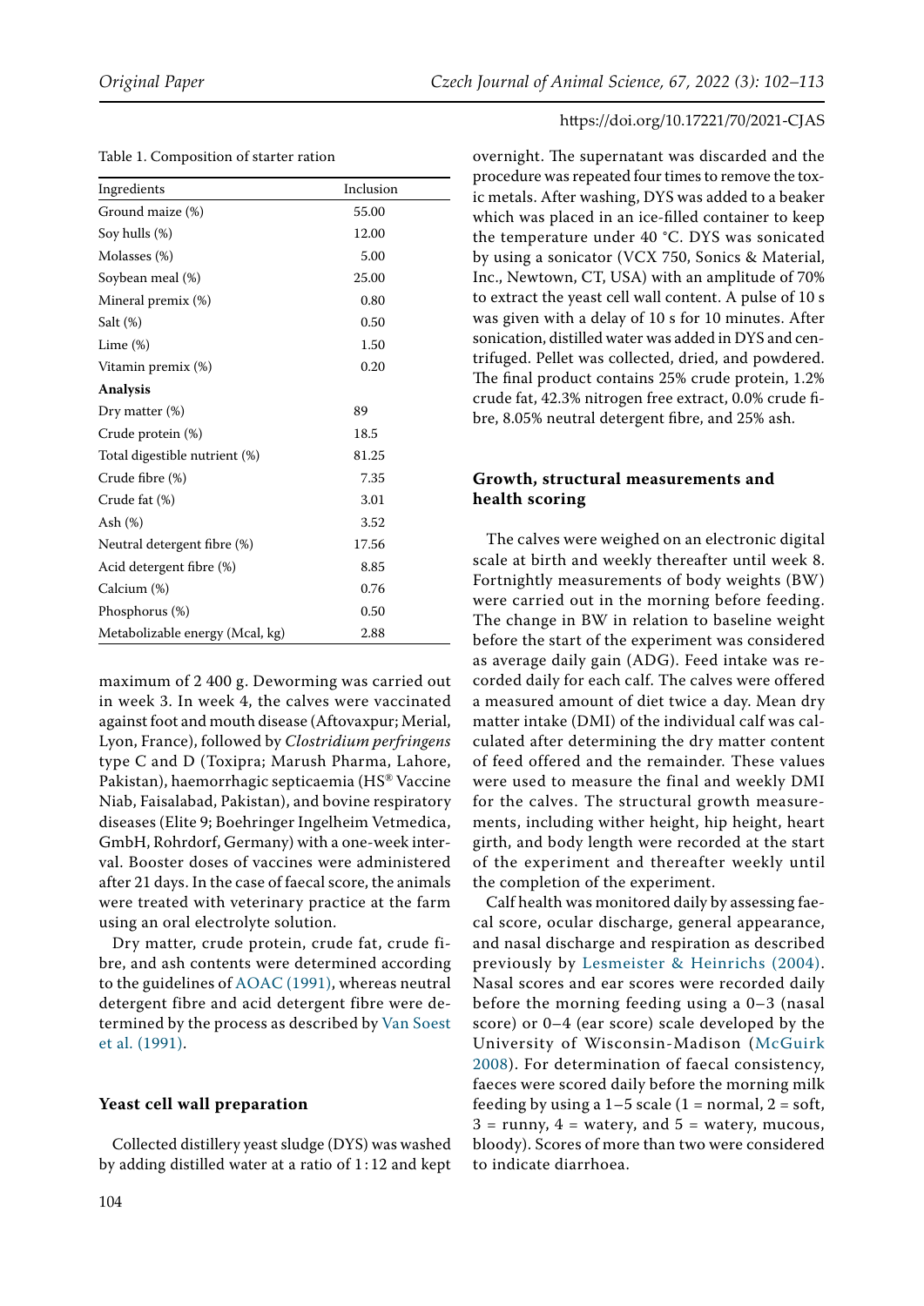Table 1. Composition of starter ration

| Ingredients | Inclusion |
|---|---|
| Ground maize (%) | 55.00 |
| Soy hulls (%) | 12.00 |
| Molasses (%) | 5.00 |
| Soybean meal (%) | 25.00 |
| Mineral premix (%) | 0.80 |
| Salt (%) | 0.50 |
| Lime (%) | 1.50 |
| Vitamin premix (%) | 0.20 |
| **Analysis** | |
| Dry matter (%) | 89 |
| Crude protein (%) | 18.5 |
| Total digestible nutrient (%) | 81.25 |
| Crude fibre (%) | 7.35 |
| Crude fat (%) | 3.01 |
| Ash (%) | 3.52 |
| Neutral detergent fibre (%) | 17.56 |
| Acid detergent fibre (%) | 8.85 |
| Calcium (%) | 0.76 |
| Phosphorus (%) | 0.50 |
| Metabolizable energy (Mcal, kg) | 2.88 |

maximum of 2 400 g. Deworming was carried out in week 3. In week 4, the calves were vaccinated against foot and mouth disease (Aftovaxpur; Merial, Lyon, France), followed by *Clostridium perfringens* type C and D (Toxipra; Marush Pharma, Lahore, Pakistan), haemorrhagic septicaemia (HS® Vaccine Niab, Faisalabad, Pakistan), and bovine respiratory diseases (Elite 9; Boehringer Ingelheim Vetmedica, GmbH, Rohrdorf, Germany) with a one-week interval. Booster doses of vaccines were administered after 21 days. In the case of faecal score, the animals were treated with veterinary practice at the farm using an oral electrolyte solution.

Dry matter, crude protein, crude fat, crude fibre, and ash contents were determined according to the guidelines of AOAC (1991), whereas neutral detergent fibre and acid detergent fibre were determined by the process as described by Van Soest et al. (1991).

### Yeast cell wall preparation

Collected distillery yeast sludge (DYS) was washed by adding distilled water at a ratio of 1 : 12 and kept overnight. The supernatant was discarded and the procedure was repeated four times to remove the toxic metals. After washing, DYS was added to a beaker which was placed in an ice-filled container to keep the temperature under 40 °C. DYS was sonicated by using a sonicator (VCX 750, Sonics & Material, Inc., Newtown, CT, USA) with an amplitude of 70% to extract the yeast cell wall content. A pulse of 10 s was given with a delay of 10 s for 10 minutes. After sonication, distilled water was added in DYS and centrifuged. Pellet was collected, dried, and powdered. The final product contains 25% crude protein, 1.2% crude fat, 42.3% nitrogen free extract, 0.0% crude fibre, 8.05% neutral detergent fibre, and 25% ash.

### Growth, structural measurements and health scoring

The calves were weighed on an electronic digital scale at birth and weekly thereafter until week 8. Fortnightly measurements of body weights (BW) were carried out in the morning before feeding. The change in BW in relation to baseline weight before the start of the experiment was considered as average daily gain (ADG). Feed intake was recorded daily for each calf. The calves were offered a measured amount of diet twice a day. Mean dry matter intake (DMI) of the individual calf was calculated after determining the dry matter content of feed offered and the remainder. These values were used to measure the final and weekly DMI for the calves. The structural growth measurements, including wither height, hip height, heart girth, and body length were recorded at the start of the experiment and thereafter weekly until the completion of the experiment.

Calf health was monitored daily by assessing faecal score, ocular discharge, general appearance, and nasal discharge and respiration as described previously by Lesmeister & Heinrichs (2004). Nasal scores and ear scores were recorded daily before the morning feeding using a 0–3 (nasal score) or 0–4 (ear score) scale developed by the University of Wisconsin-Madison (McGuirk 2008). For determination of faecal consistency, faeces were scored daily before the morning milk feeding by using a 1–5 scale (1 = normal, 2 = soft, 3 = runny, 4 = watery, and 5 = watery, mucous, bloody). Scores of more than two were considered to indicate diarrhoea.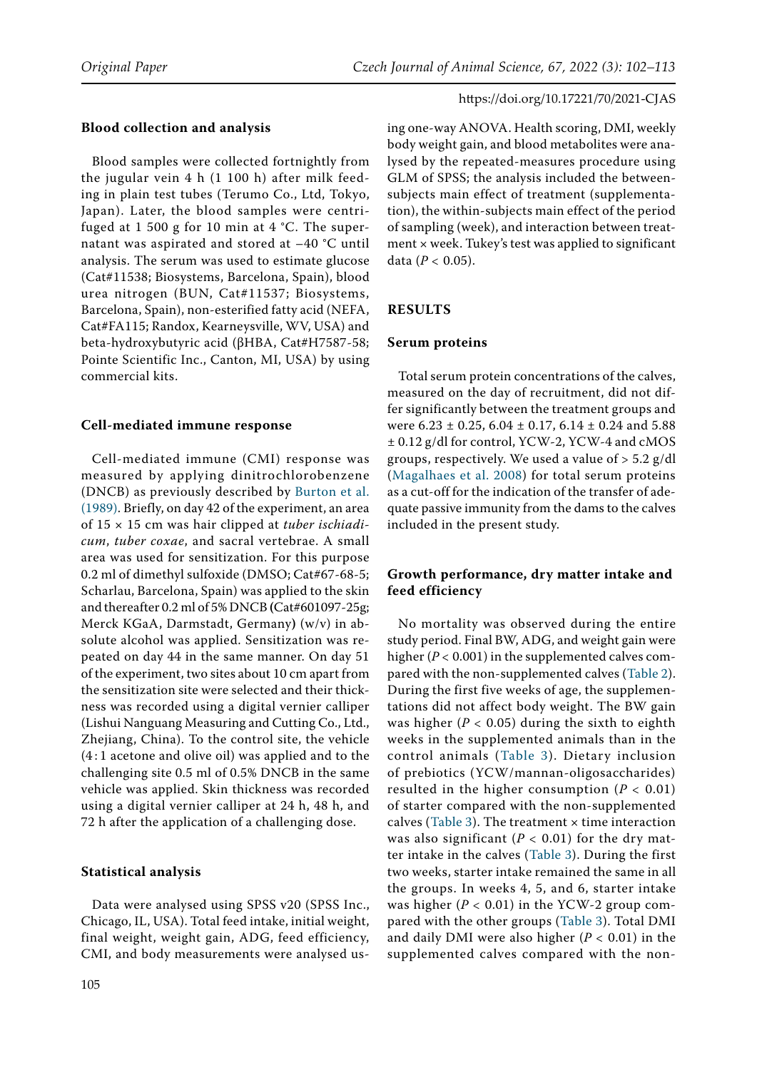### Blood collection and analysis

Blood samples were collected fortnightly from the jugular vein 4 h (1 100 h) after milk feeding in plain test tubes (Terumo Co., Ltd, Tokyo, Japan). Later, the blood samples were centrifuged at 1 500 g for 10 min at 4 °C. The supernatant was aspirated and stored at –40 °C until analysis. The serum was used to estimate glucose (Cat#11538; Biosystems, Barcelona, Spain), blood urea nitrogen (BUN, Cat#11537; Biosystems, Barcelona, Spain), non-esterified fatty acid (NEFA, Cat#FA115; Randox, Kearneysville, WV, USA) and beta-hydroxybutyric acid (βHBA, Cat#H7587-58; Pointe Scientific Inc., Canton, MI, USA) by using commercial kits.

### Cell-mediated immune response

Cell-mediated immune (CMI) response was measured by applying dinitrochlorobenzene (DNCB) as previously described by Burton et al. (1989). Briefly, on day 42 of the experiment, an area of 15 × 15 cm was hair clipped at *tuber ischiadicum*, *tuber coxae*, and sacral vertebrae. A small area was used for sensitization. For this purpose 0.2 ml of dimethyl sulfoxide (DMSO; Cat#67-68-5; Scharlau, Barcelona, Spain) was applied to the skin and thereafter 0.2 ml of 5% DNCB (Cat#601097-25g; Merck KGaA, Darmstadt, Germany) (w/v) in absolute alcohol was applied. Sensitization was repeated on day 44 in the same manner. On day 51 of the experiment, two sites about 10 cm apart from the sensitization site were selected and their thickness was recorded using a digital vernier calliper (Lishui Nanguang Measuring and Cutting Co., Ltd., Zhejiang, China). To the control site, the vehicle (4 : 1 acetone and olive oil) was applied and to the challenging site 0.5 ml of 0.5% DNCB in the same vehicle was applied. Skin thickness was recorded using a digital vernier calliper at 24 h, 48 h, and 72 h after the application of a challenging dose.

### Statistical analysis

Data were analysed using SPSS v20 (SPSS Inc., Chicago, IL, USA). Total feed intake, initial weight, final weight, weight gain, ADG, feed efficiency, CMI, and body measurements were analysed using one-way ANOVA. Health scoring, DMI, weekly body weight gain, and blood metabolites were analysed by the repeated-measures procedure using GLM of SPSS; the analysis included the between-subjects main effect of treatment (supplementation), the within-subjects main effect of the period of sampling (week), and interaction between treatment × week. Tukey's test was applied to significant data ($P < 0.05$).

## RESULTS

### Serum proteins

Total serum protein concentrations of the calves, measured on the day of recruitment, did not differ significantly between the treatment groups and were 6.23 ± 0.25, 6.04 ± 0.17, 6.14 ± 0.24 and 5.88 ± 0.12 g/dl for control, YCW-2, YCW-4 and cMOS groups, respectively. We used a value of > 5.2 g/dl (Magalhaes et al. 2008) for total serum proteins as a cut-off for the indication of the transfer of adequate passive immunity from the dams to the calves included in the present study.

### Growth performance, dry matter intake and feed efficiency

No mortality was observed during the entire study period. Final BW, ADG, and weight gain were higher ($P < 0.001$) in the supplemented calves compared with the non-supplemented calves (Table 2). During the first five weeks of age, the supplementations did not affect body weight. The BW gain was higher ($P < 0.05$) during the sixth to eighth weeks in the supplemented animals than in the control animals (Table 3). Dietary inclusion of prebiotics (YCW/mannan-oligosaccharides) resulted in the higher consumption ($P < 0.01$) of starter compared with the non-supplemented calves (Table 3). The treatment × time interaction was also significant ($P < 0.01$) for the dry matter intake in the calves (Table 3). During the first two weeks, starter intake remained the same in all the groups. In weeks 4, 5, and 6, starter intake was higher ($P < 0.01$) in the YCW-2 group compared with the other groups (Table 3). Total DMI and daily DMI were also higher ($P < 0.01$) in the supplemented calves compared with the non-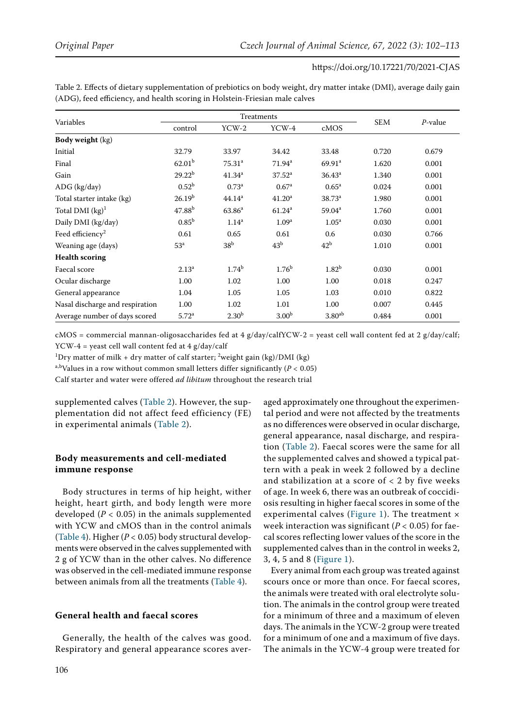Table 2. Effects of dietary supplementation of prebiotics on body weight, dry matter intake (DMI), average daily gain (ADG), feed efficiency, and health scoring in Holstein-Friesian male calves

| Variables | Treatments | | | | SEM | *P*-value |
|---|---|---|---|---|---|---|
| | control | YCW-2 | YCW-4 | cMOS | | |
| **Body weight** (kg) | | | | | | |
| Initial | 32.79 | 33.97 | 34.42 | 33.48 | 0.720 | 0.679 |
| Final | $62.01^b$ | $75.31^a$ | $71.94^a$ | $69.91^a$ | 1.620 | 0.001 |
| Gain | $29.22^b$ | $41.34^a$ | $37.52^a$ | $36.43^a$ | 1.340 | 0.001 |
| ADG (kg/day) | $0.52^b$ | $0.73^a$ | $0.67^a$ | $0.65^a$ | 0.024 | 0.001 |
| Total starter intake (kg) | $26.19^b$ | $44.14^a$ | $41.20^a$ | $38.73^a$ | 1.980 | 0.001 |
| Total DMI (kg)[1] | $47.88^b$ | $63.86^a$ | $61.24^a$ | $59.04^a$ | 1.760 | 0.001 |
| Daily DMI (kg/day) | $0.85^b$ | $1.14^a$ | $1.09^a$ | $1.05^a$ | 0.030 | 0.001 |
| Feed efficiency[2] | 0.61 | 0.65 | 0.61 | 0.6 | 0.030 | 0.766 |
| Weaning age (days) | $53^a$ | $38^b$ | $43^b$ | $42^b$ | 1.010 | 0.001 |
| **Health scoring** | | | | | | |
| Faecal score | $2.13^a$ | $1.74^b$ | $1.76^b$ | $1.82^b$ | 0.030 | 0.001 |
| Ocular discharge | 1.00 | 1.02 | 1.00 | 1.00 | 0.018 | 0.247 |
| General appearance | 1.04 | 1.05 | 1.05 | 1.03 | 0.010 | 0.822 |
| Nasal discharge and respiration | 1.00 | 1.02 | 1.01 | 1.00 | 0.007 | 0.445 |
| Average number of days scored | $5.72^a$ | $2.30^b$ | $3.00^b$ | $3.80^{ab}$ | 0.484 | 0.001 |

cMOS = commercial mannan-oligosaccharides fed at 4 g/day/calfYCW-2 = yeast cell wall content fed at 2 g/day/calf; YCW-4 = yeast cell wall content fed at 4 g/day/calf

[1]Dry matter of milk + dry matter of calf starter; [2]weight gain (kg)/DMI (kg)

[a,b]Values in a row without common small letters differ significantly ($P < 0.05$)

Calf starter and water were offered *ad libitum* throughout the research trial

supplemented calves (Table 2). However, the supplementation did not affect feed efficiency (FE) in experimental animals (Table 2).

### Body measurements and cell-mediated immune response

Body structures in terms of hip height, wither height, heart girth, and body length were more developed ($P < 0.05$) in the animals supplemented with YCW and cMOS than in the control animals (Table 4). Higher ($P < 0.05$) body structural developments were observed in the calves supplemented with 2 g of YCW than in the other calves. No difference was observed in the cell-mediated immune response between animals from all the treatments (Table 4).

### General health and faecal scores

Generally, the health of the calves was good. Respiratory and general appearance scores averaged approximately one throughout the experimental period and were not affected by the treatments as no differences were observed in ocular discharge, general appearance, nasal discharge, and respiration (Table 2). Faecal scores were the same for all the supplemented calves and showed a typical pattern with a peak in week 2 followed by a decline and stabilization at a score of < 2 by five weeks of age. In week 6, there was an outbreak of coccidiosis resulting in higher faecal scores in some of the experimental calves (Figure 1). The treatment × week interaction was significant ($P < 0.05$) for faecal scores reflecting lower values of the score in the supplemented calves than in the control in weeks 2, 3, 4, 5 and 8 (Figure 1).

Every animal from each group was treated against scours once or more than once. For faecal scores, the animals were treated with oral electrolyte solution. The animals in the control group were treated for a minimum of three and a maximum of eleven days. The animals in the YCW-2 group were treated for a minimum of one and a maximum of five days. The animals in the YCW-4 group were treated for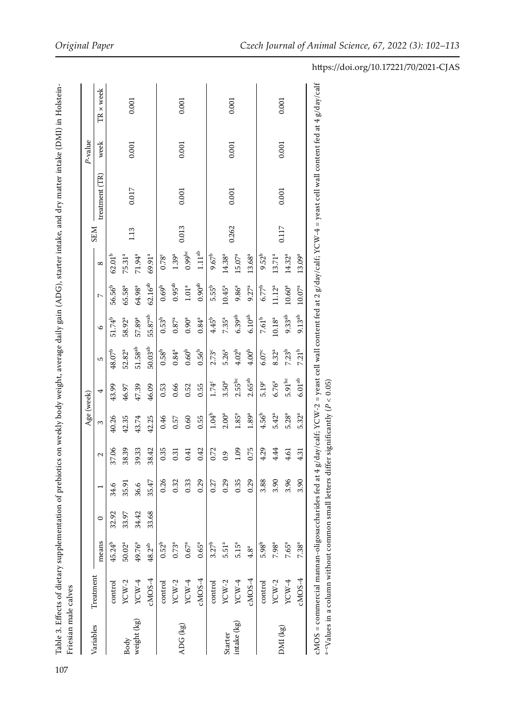Table 3. Effects of dietary supplementation of prebiotics on weekly body weight, average daily gain (ADG), starter intake, and dry matter intake (DMI) in Holstein-Friesian male calves

| Variables | Treatment | means | Age (week) 0 | 1 | 2 | 3 | 4 | 5 | 6 | 7 | 8 | SEM | P-value treatment (TR) | week | TR × week |
|---|---|---|---|---|---|---|---|---|---|---|---|---|---|---|---|
| Body weight (kg) | control | 45.24[b] | 32.92 | 34.6 | 37.06 | 40.26 | 43.99 | 48.07[b] | 51.74[b] | 56.56[b] | 62.01[b] | 1.13 | 0.017 | 0.001 | 0.001 |
| | YCW-2 | 50.02[a] | 33.97 | 35.91 | 38.39 | 42.35 | 46.97 | 52.82[a] | 58.92[a] | 65.58[a] | 75.31[a] | | | | |
| | YCW-4 | 49.76[a] | 34.42 | 36.6 | 39.33 | 43.74 | 47.39 | 51.58[ab] | 57.89[a] | 64.98[a] | 71.94[a] | | | | |
| | cMOS-4 | 48.2[ab] | 33.68 | 35.47 | 38.42 | 42.25 | 46.09 | 50.03[ab] | 55.87[ab] | 62.16[ab] | 69.91[a] | | | | |
| ADG (kg) | control | 0.52[b] | | 0.26 | 0.35 | 0.46 | 0.53 | 0.58[b] | 0.53[b] | 0.69[b] | 0.78[c] | 0.013 | 0.001 | 0.001 | 0.001 |
| | YCW-2 | 0.73[a] | | 0.32 | 0.31 | 0.57 | 0.66 | 0.84[a] | 0.87[a] | 0.95[ab] | 1.39[a] | | | | |
| | YCW-4 | 0.67[a] | | 0.33 | 0.41 | 0.60 | 0.52 | 0.60[b] | 0.90[a] | 1.01[a] | 0.99[bc] | | | | |
| | cMOS-4 | 0.65[a] | | 0.29 | 0.42 | 0.55 | 0.55 | 0.56[b] | 0.84[a] | 0.90[ab] | 1.11[ab] | | | | |
| Starter intake (kg) | control | 3.27[b] | | 0.27 | 0.72 | 1.04[b] | 1.74[c] | 2.73[c] | 4.45[b] | 5.55[b] | 9.67[b] | 0.262 | 0.001 | 0.001 | 0.001 |
| | YCW-2 | 5.51[a] | | 0.29 | 0.9 | 2.00[a] | 3.50[a] | 5.26[a] | 7.35[a] | 10.45[a] | 14.38[a] | | | | |
| | YCW-4 | 5.15[a] | | 0.35 | 1.09 | 1.85[a] | 2.55[bc] | 4.02[b] | 6.39[ab] | 9.86[a] | 15.07[a] | | | | |
| | cMOS-4 | 4.8[a] | | 0.29 | 0.75 | 1.89[a] | 2.65[ab] | 4.00[b] | 6.10[ab] | 9.27[a] | 13.68[a] | | | | |
| DMI (kg) | control | 5.98[b] | | 3.88 | 4.29 | 4.56[b] | 5.19[c] | 6.07[c] | 7.61[b] | 6.77[b] | 9.52[b] | 0.117 | 0.001 | 0.001 | 0.001 |
| | YCW-2 | 7.98[a] | | 3.90 | 4.44 | 5.42[a] | 6.76[a] | 8.32[a] | 10.18[a] | 11.12[a] | 13.71[a] | | | | |
| | YCW-4 | 7.65[a] | | 3.96 | 4.61 | 5.28[a] | 5.91[bc] | 7.23[b] | 9.33[ab] | 10.60[a] | 14.32[a] | | | | |
| | cMOS-4 | 7.38[a] | | 3.90 | 4.31 | 5.32[a] | 6.01[ab] | 7.21[b] | 9.13[ab] | 10.07[a] | 13.09[a] | | | | |

cMOS = commercial mannan-oligosaccharides fed at 4 g/day/calf; YCW-2 = yeast cell wall content fed at 2 g/day/calf; YCW-4 = yeast cell wall content fed at 4 g/day/calf

[a–c]Values in a column without common small letters differ significantly ($P < 0.05$)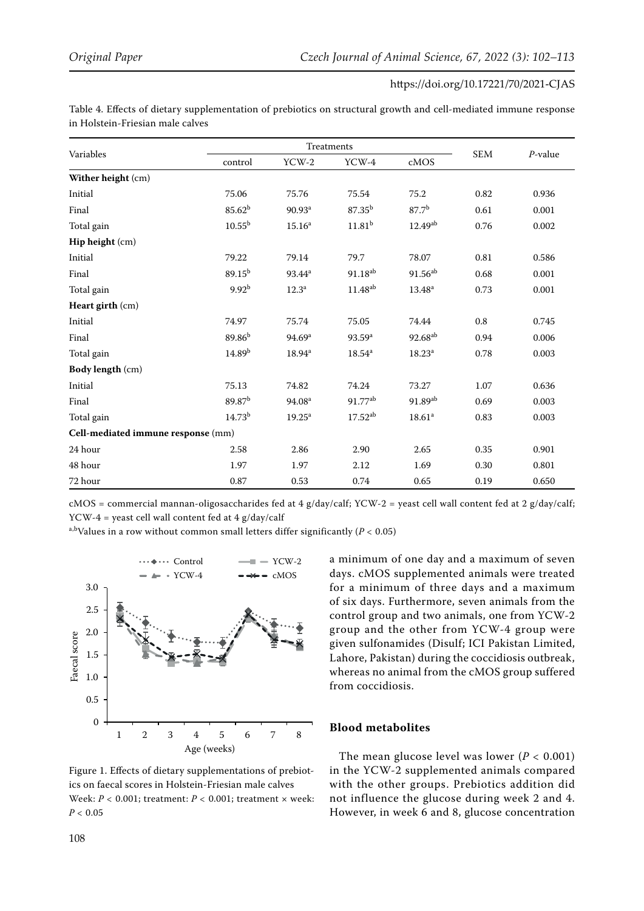Table 4. Effects of dietary supplementation of prebiotics on structural growth and cell-mediated immune response in Holstein-Friesian male calves

| Variables | Treatments | | | | SEM | $P$-value |
|---|---|---|---|---|---|---|
| | control | YCW-2 | YCW-4 | cMOS | | |
| **Wither height** (cm) | | | | | | |
| Initial | 75.06 | 75.76 | 75.54 | 75.2 | 0.82 | 0.936 |
| Final | $85.62^{b}$ | $90.93^{a}$ | $87.35^{b}$ | $87.7^{b}$ | 0.61 | 0.001 |
| Total gain | $10.55^{b}$ | $15.16^{a}$ | $11.81^{b}$ | $12.49^{ab}$ | 0.76 | 0.002 |
| **Hip height** (cm) | | | | | | |
| Initial | 79.22 | 79.14 | 79.7 | 78.07 | 0.81 | 0.586 |
| Final | $89.15^{b}$ | $93.44^{a}$ | $91.18^{ab}$ | $91.56^{ab}$ | 0.68 | 0.001 |
| Total gain | $9.92^{b}$ | $12.3^{a}$ | $11.48^{ab}$ | $13.48^{a}$ | 0.73 | 0.001 |
| **Heart girth** (cm) | | | | | | |
| Initial | 74.97 | 75.74 | 75.05 | 74.44 | 0.8 | 0.745 |
| Final | $89.86^{b}$ | $94.69^{a}$ | $93.59^{a}$ | $92.68^{ab}$ | 0.94 | 0.006 |
| Total gain | $14.89^{b}$ | $18.94^{a}$ | $18.54^{a}$ | $18.23^{a}$ | 0.78 | 0.003 |
| **Body length** (cm) | | | | | | |
| Initial | 75.13 | 74.82 | 74.24 | 73.27 | 1.07 | 0.636 |
| Final | $89.87^{b}$ | $94.08^{a}$ | $91.77^{ab}$ | $91.89^{ab}$ | 0.69 | 0.003 |
| Total gain | $14.73^{b}$ | $19.25^{a}$ | $17.52^{ab}$ | $18.61^{a}$ | 0.83 | 0.003 |
| **Cell-mediated immune response** (mm) | | | | | | |
| 24 hour | 2.58 | 2.86 | 2.90 | 2.65 | 0.35 | 0.901 |
| 48 hour | 1.97 | 1.97 | 2.12 | 1.69 | 0.30 | 0.801 |
| 72 hour | 0.87 | 0.53 | 0.74 | 0.65 | 0.19 | 0.650 |

cMOS = commercial mannan-oligosaccharides fed at 4 g/day/calf; YCW-2 = yeast cell wall content fed at 2 g/day/calf; YCW-4 = yeast cell wall content fed at 4 g/day/calf

[a,b]Values in a row without common small letters differ significantly ($P < 0.05$)

Figure 1. Effects of dietary supplementations of prebiotics on faecal scores in Holstein-Friesian male calves

Week: $P < 0.001$; treatment: $P < 0.001$; treatment × week: $P < 0.05$

a minimum of one day and a maximum of seven days. cMOS supplemented animals were treated for a minimum of three days and a maximum of six days. Furthermore, seven animals from the control group and two animals, one from YCW-2 group and the other from YCW-4 group were given sulfonamides (Disulf; ICI Pakistan Limited, Lahore, Pakistan) during the coccidiosis outbreak, whereas no animal from the cMOS group suffered from coccidiosis.

## Blood metabolites

The mean glucose level was lower ($P < 0.001$) in the YCW-2 supplemented animals compared with the other groups. Prebiotics addition did not influence the glucose during week 2 and 4. However, in week 6 and 8, glucose concentration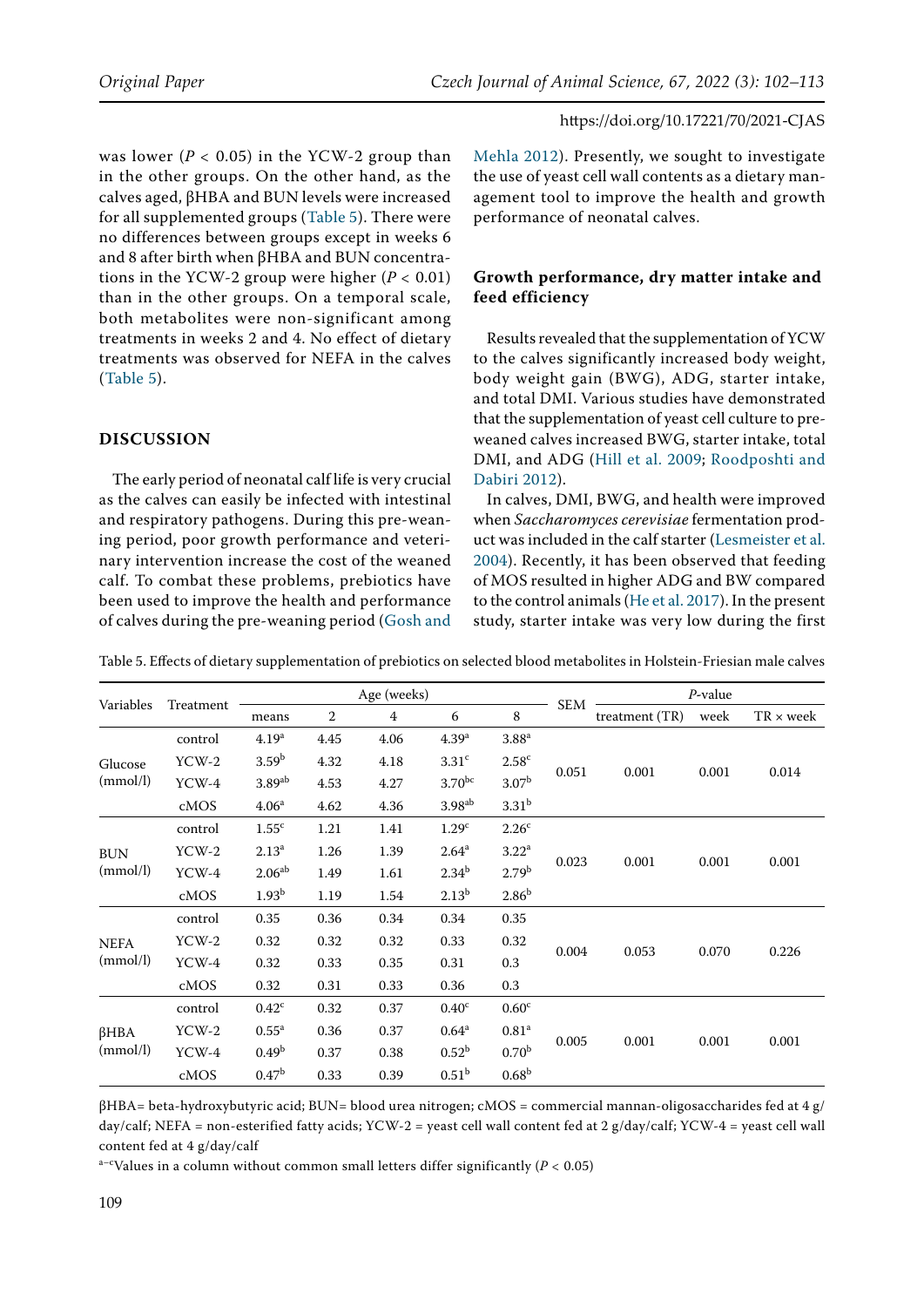was lower ($P < 0.05$) in the YCW-2 group than in the other groups. On the other hand, as the calves aged, βHBA and BUN levels were increased for all supplemented groups (Table 5). There were no differences between groups except in weeks 6 and 8 after birth when βHBA and BUN concentrations in the YCW-2 group were higher ($P < 0.01$) than in the other groups. On a temporal scale, both metabolites were non-significant among treatments in weeks 2 and 4. No effect of dietary treatments was observed for NEFA in the calves (Table 5).

## DISCUSSION

The early period of neonatal calf life is very crucial as the calves can easily be infected with intestinal and respiratory pathogens. During this pre-weaning period, poor growth performance and veterinary intervention increase the cost of the weaned calf. To combat these problems, prebiotics have been used to improve the health and performance of calves during the pre-weaning period (Gosh and Mehla 2012). Presently, we sought to investigate the use of yeast cell wall contents as a dietary management tool to improve the health and growth performance of neonatal calves.

### Growth performance, dry matter intake and feed efficiency

Results revealed that the supplementation of YCW to the calves significantly increased body weight, body weight gain (BWG), ADG, starter intake, and total DMI. Various studies have demonstrated that the supplementation of yeast cell culture to pre-weaned calves increased BWG, starter intake, total DMI, and ADG (Hill et al. 2009; Roodposhti and Dabiri 2012).

In calves, DMI, BWG, and health were improved when *Saccharomyces cerevisiae* fermentation product was included in the calf starter (Lesmeister et al. 2004). Recently, it has been observed that feeding of MOS resulted in higher ADG and BW compared to the control animals (He et al. 2017). In the present study, starter intake was very low during the first

Table 5. Effects of dietary supplementation of prebiotics on selected blood metabolites in Holstein-Friesian male calves

| Variables | Treatment | Age (weeks) | | | | | SEM | *P*-value | | |
|---|---|---|---|---|---|---|---|---|---|---|
| | | means | 2 | 4 | 6 | 8 | | treatment (TR) | week | TR × week |
| Glucose (mmol/l) | control | 4.19[a] | 4.45 | 4.06 | 4.39[a] | 3.88[a] | 0.051 | 0.001 | 0.001 | 0.014 |
| | YCW-2 | 3.59[b] | 4.32 | 4.18 | 3.31[c] | 2.58[c] | | | | |
| | YCW-4 | 3.89[ab] | 4.53 | 4.27 | 3.70[bc] | 3.07[b] | | | | |
| | cMOS | 4.06[a] | 4.62 | 4.36 | 3.98[ab] | 3.31[b] | | | | |
| BUN (mmol/l) | control | 1.55[c] | 1.21 | 1.41 | 1.29[c] | 2.26[c] | 0.023 | 0.001 | 0.001 | 0.001 |
| | YCW-2 | 2.13[a] | 1.26 | 1.39 | 2.64[a] | 3.22[a] | | | | |
| | YCW-4 | 2.06[ab] | 1.49 | 1.61 | 2.34[b] | 2.79[b] | | | | |
| | cMOS | 1.93[b] | 1.19 | 1.54 | 2.13[b] | 2.86[b] | | | | |
| NEFA (mmol/l) | control | 0.35 | 0.36 | 0.34 | 0.34 | 0.35 | 0.004 | 0.053 | 0.070 | 0.226 |
| | YCW-2 | 0.32 | 0.32 | 0.32 | 0.33 | 0.32 | | | | |
| | YCW-4 | 0.32 | 0.33 | 0.35 | 0.31 | 0.3 | | | | |
| | cMOS | 0.32 | 0.31 | 0.33 | 0.36 | 0.3 | | | | |
| βHBA (mmol/l) | control | 0.42[c] | 0.32 | 0.37 | 0.40[c] | 0.60[c] | 0.005 | 0.001 | 0.001 | 0.001 |
| | YCW-2 | 0.55[a] | 0.36 | 0.37 | 0.64[a] | 0.81[a] | | | | |
| | YCW-4 | 0.49[b] | 0.37 | 0.38 | 0.52[b] | 0.70[b] | | | | |
| | cMOS | 0.47[b] | 0.33 | 0.39 | 0.51[b] | 0.68[b] | | | | |

βHBA= beta-hydroxybutyric acid; BUN= blood urea nitrogen; cMOS = commercial mannan-oligosaccharides fed at 4 g/day/calf; NEFA = non-esterified fatty acids; YCW-2 = yeast cell wall content fed at 2 g/day/calf; YCW-4 = yeast cell wall content fed at 4 g/day/calf

[a–c]Values in a column without common small letters differ significantly ($P < 0.05$)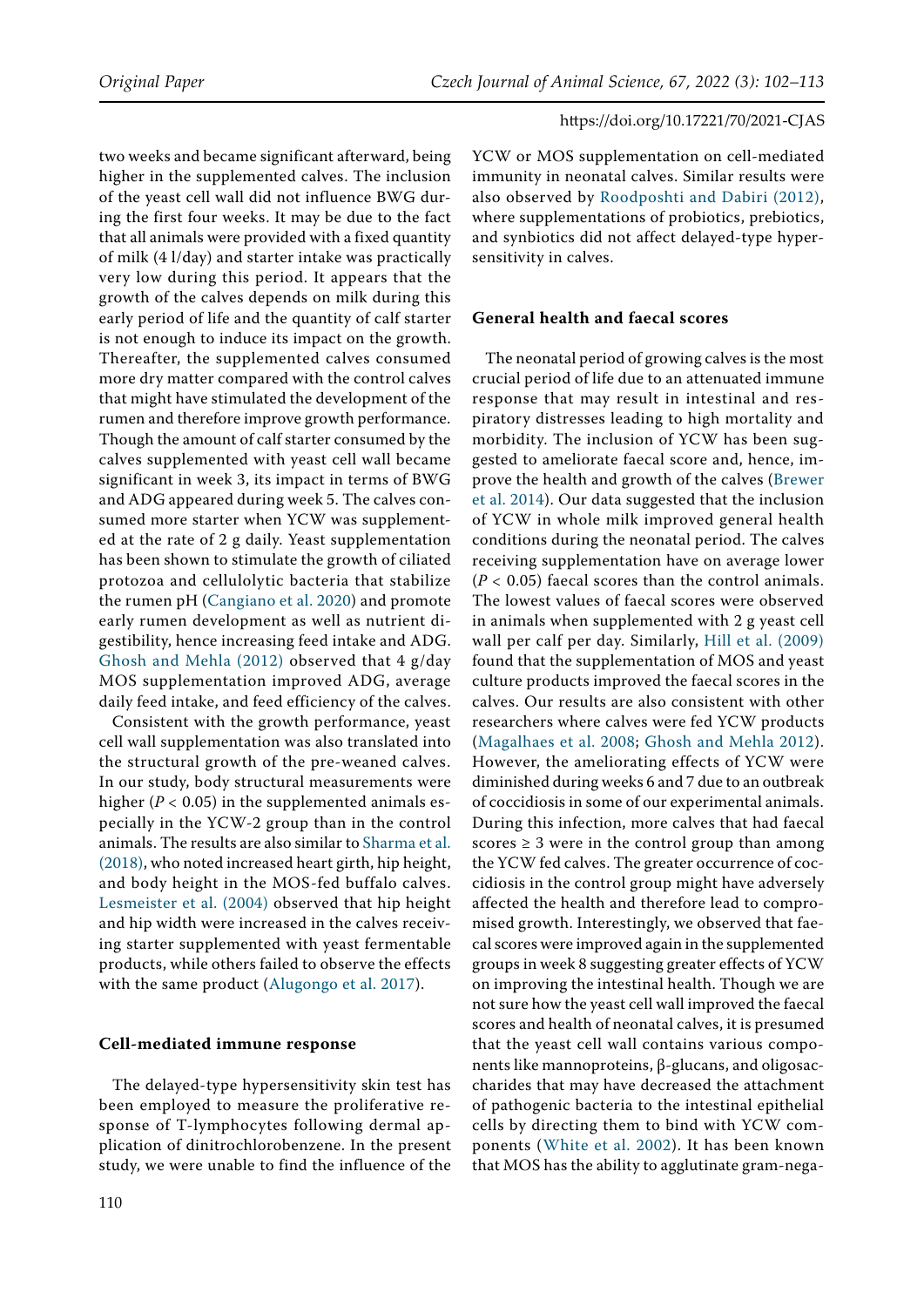two weeks and became significant afterward, being higher in the supplemented calves. The inclusion of the yeast cell wall did not influence BWG during the first four weeks. It may be due to the fact that all animals were provided with a fixed quantity of milk (4 l/day) and starter intake was practically very low during this period. It appears that the growth of the calves depends on milk during this early period of life and the quantity of calf starter is not enough to induce its impact on the growth. Thereafter, the supplemented calves consumed more dry matter compared with the control calves that might have stimulated the development of the rumen and therefore improve growth performance. Though the amount of calf starter consumed by the calves supplemented with yeast cell wall became significant in week 3, its impact in terms of BWG and ADG appeared during week 5. The calves consumed more starter when YCW was supplemented at the rate of 2 g daily. Yeast supplementation has been shown to stimulate the growth of ciliated protozoa and cellulolytic bacteria that stabilize the rumen pH (Cangiano et al. 2020) and promote early rumen development as well as nutrient digestibility, hence increasing feed intake and ADG. Ghosh and Mehla (2012) observed that 4 g/day MOS supplementation improved ADG, average daily feed intake, and feed efficiency of the calves.

Consistent with the growth performance, yeast cell wall supplementation was also translated into the structural growth of the pre-weaned calves. In our study, body structural measurements were higher ($P < 0.05$) in the supplemented animals especially in the YCW-2 group than in the control animals. The results are also similar to Sharma et al. (2018), who noted increased heart girth, hip height, and body height in the MOS-fed buffalo calves. Lesmeister et al. (2004) observed that hip height and hip width were increased in the calves receiving starter supplemented with yeast fermentable products, while others failed to observe the effects with the same product (Alugongo et al. 2017).

### Cell-mediated immune response

The delayed-type hypersensitivity skin test has been employed to measure the proliferative response of T-lymphocytes following dermal application of dinitrochlorobenzene. In the present study, we were unable to find the influence of the YCW or MOS supplementation on cell-mediated immunity in neonatal calves. Similar results were also observed by Roodposhti and Dabiri (2012), where supplementations of probiotics, prebiotics, and synbiotics did not affect delayed-type hypersensitivity in calves.

### General health and faecal scores

The neonatal period of growing calves is the most crucial period of life due to an attenuated immune response that may result in intestinal and respiratory distresses leading to high mortality and morbidity. The inclusion of YCW has been suggested to ameliorate faecal score and, hence, improve the health and growth of the calves (Brewer et al. 2014). Our data suggested that the inclusion of YCW in whole milk improved general health conditions during the neonatal period. The calves receiving supplementation have on average lower ($P < 0.05$) faecal scores than the control animals. The lowest values of faecal scores were observed in animals when supplemented with 2 g yeast cell wall per calf per day. Similarly, Hill et al. (2009) found that the supplementation of MOS and yeast culture products improved the faecal scores in the calves. Our results are also consistent with other researchers where calves were fed YCW products (Magalhaes et al. 2008; Ghosh and Mehla 2012). However, the ameliorating effects of YCW were diminished during weeks 6 and 7 due to an outbreak of coccidiosis in some of our experimental animals. During this infection, more calves that had faecal scores $\geq 3$ were in the control group than among the YCW fed calves. The greater occurrence of coccidiosis in the control group might have adversely affected the health and therefore lead to compromised growth. Interestingly, we observed that faecal scores were improved again in the supplemented groups in week 8 suggesting greater effects of YCW on improving the intestinal health. Though we are not sure how the yeast cell wall improved the faecal scores and health of neonatal calves, it is presumed that the yeast cell wall contains various components like mannoproteins, β-glucans, and oligosaccharides that may have decreased the attachment of pathogenic bacteria to the intestinal epithelial cells by directing them to bind with YCW components (White et al. 2002). It has been known that MOS has the ability to agglutinate gram-nega-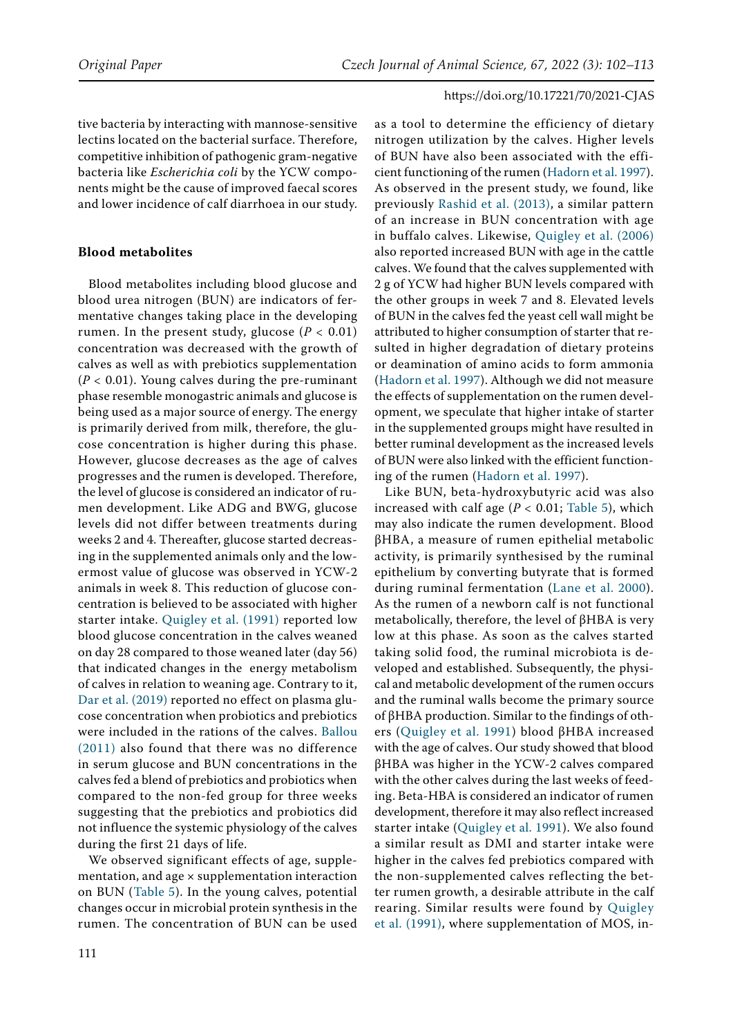tive bacteria by interacting with mannose-sensitive lectins located on the bacterial surface. Therefore, competitive inhibition of pathogenic gram-negative bacteria like *Escherichia coli* by the YCW components might be the cause of improved faecal scores and lower incidence of calf diarrhoea in our study.

**Blood metabolites**

Blood metabolites including blood glucose and blood urea nitrogen (BUN) are indicators of fermentative changes taking place in the developing rumen. In the present study, glucose ($P < 0.01$) concentration was decreased with the growth of calves as well as with prebiotics supplementation ($P < 0.01$). Young calves during the pre-ruminant phase resemble monogastric animals and glucose is being used as a major source of energy. The energy is primarily derived from milk, therefore, the glucose concentration is higher during this phase. However, glucose decreases as the age of calves progresses and the rumen is developed. Therefore, the level of glucose is considered an indicator of rumen development. Like ADG and BWG, glucose levels did not differ between treatments during weeks 2 and 4. Thereafter, glucose started decreasing in the supplemented animals only and the lowermost value of glucose was observed in YCW-2 animals in week 8. This reduction of glucose concentration is believed to be associated with higher starter intake. Quigley et al. (1991) reported low blood glucose concentration in the calves weaned on day 28 compared to those weaned later (day 56) that indicated changes in the energy metabolism of calves in relation to weaning age. Contrary to it, Dar et al. (2019) reported no effect on plasma glucose concentration when probiotics and prebiotics were included in the rations of the calves. Ballou (2011) also found that there was no difference in serum glucose and BUN concentrations in the calves fed a blend of prebiotics and probiotics when compared to the non-fed group for three weeks suggesting that the prebiotics and probiotics did not influence the systemic physiology of the calves during the first 21 days of life.

We observed significant effects of age, supplementation, and age × supplementation interaction on BUN (Table 5). In the young calves, potential changes occur in microbial protein synthesis in the rumen. The concentration of BUN can be used as a tool to determine the efficiency of dietary nitrogen utilization by the calves. Higher levels of BUN have also been associated with the efficient functioning of the rumen (Hadorn et al. 1997). As observed in the present study, we found, like previously Rashid et al. (2013), a similar pattern of an increase in BUN concentration with age in buffalo calves. Likewise, Quigley et al. (2006) also reported increased BUN with age in the cattle calves. We found that the calves supplemented with 2 g of YCW had higher BUN levels compared with the other groups in week 7 and 8. Elevated levels of BUN in the calves fed the yeast cell wall might be attributed to higher consumption of starter that resulted in higher degradation of dietary proteins or deamination of amino acids to form ammonia (Hadorn et al. 1997). Although we did not measure the effects of supplementation on the rumen development, we speculate that higher intake of starter in the supplemented groups might have resulted in better ruminal development as the increased levels of BUN were also linked with the efficient functioning of the rumen (Hadorn et al. 1997).

Like BUN, beta-hydroxybutyric acid was also increased with calf age ($P < 0.01$; Table 5), which may also indicate the rumen development. Blood βHBA, a measure of rumen epithelial metabolic activity, is primarily synthesised by the ruminal epithelium by converting butyrate that is formed during ruminal fermentation (Lane et al. 2000). As the rumen of a newborn calf is not functional metabolically, therefore, the level of βHBA is very low at this phase. As soon as the calves started taking solid food, the ruminal microbiota is developed and established. Subsequently, the physical and metabolic development of the rumen occurs and the ruminal walls become the primary source of βHBA production. Similar to the findings of others (Quigley et al. 1991) blood βHBA increased with the age of calves. Our study showed that blood βHBA was higher in the YCW-2 calves compared with the other calves during the last weeks of feeding. Beta-HBA is considered an indicator of rumen development, therefore it may also reflect increased starter intake (Quigley et al. 1991). We also found a similar result as DMI and starter intake were higher in the calves fed prebiotics compared with the non-supplemented calves reflecting the better rumen growth, a desirable attribute in the calf rearing. Similar results were found by Quigley et al. (1991), where supplementation of MOS, in-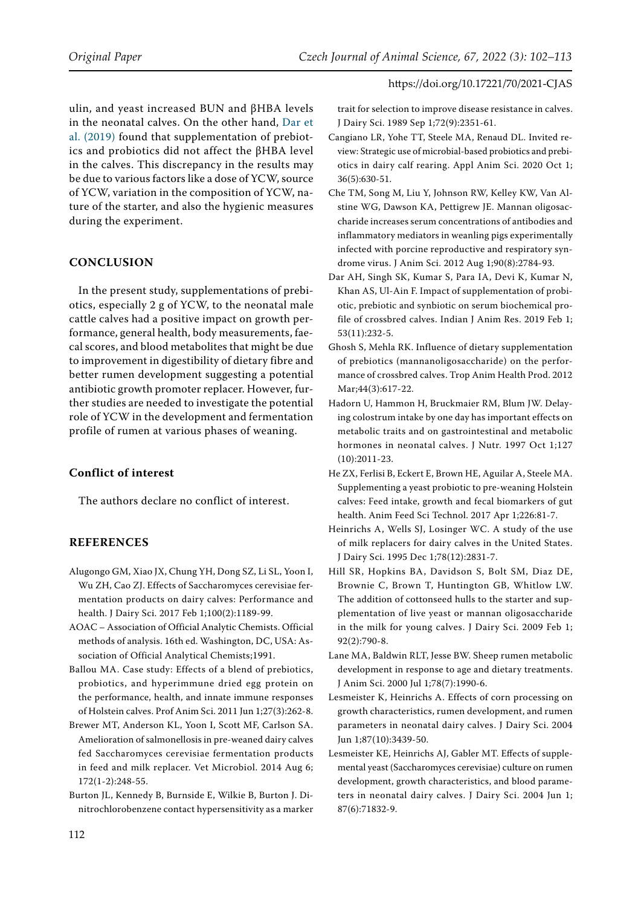ulin, and yeast increased BUN and βHBA levels in the neonatal calves. On the other hand, Dar et al. (2019) found that supplementation of prebiotics and probiotics did not affect the βHBA level in the calves. This discrepancy in the results may be due to various factors like a dose of YCW, source of YCW, variation in the composition of YCW, nature of the starter, and also the hygienic measures during the experiment.

## CONCLUSION

In the present study, supplementations of prebiotics, especially 2 g of YCW, to the neonatal male cattle calves had a positive impact on growth performance, general health, body measurements, faecal scores, and blood metabolites that might be due to improvement in digestibility of dietary fibre and better rumen development suggesting a potential antibiotic growth promoter replacer. However, further studies are needed to investigate the potential role of YCW in the development and fermentation profile of rumen at various phases of weaning.

### Conflict of interest

The authors declare no conflict of interest.

## REFERENCES

Alugongo GM, Xiao JX, Chung YH, Dong SZ, Li SL, Yoon I, Wu ZH, Cao ZJ. Effects of Saccharomyces cerevisiae fermentation products on dairy calves: Performance and health. J Dairy Sci. 2017 Feb 1;100(2):1189-99.

AOAC – Association of Official Analytic Chemists. Official methods of analysis. 16th ed. Washington, DC, USA: Association of Official Analytical Chemists;1991.

Ballou MA. Case study: Effects of a blend of prebiotics, probiotics, and hyperimmune dried egg protein on the performance, health, and innate immune responses of Holstein calves. Prof Anim Sci. 2011 Jun 1;27(3):262-8.

Brewer MT, Anderson KL, Yoon I, Scott MF, Carlson SA. Amelioration of salmonellosis in pre-weaned dairy calves fed Saccharomyces cerevisiae fermentation products in feed and milk replacer. Vet Microbiol. 2014 Aug 6; 172(1-2):248-55.

Burton JL, Kennedy B, Burnside E, Wilkie B, Burton J. Dinitrochlorobenzene contact hypersensitivity as a marker trait for selection to improve disease resistance in calves. J Dairy Sci. 1989 Sep 1;72(9):2351-61.

Cangiano LR, Yohe TT, Steele MA, Renaud DL. Invited review: Strategic use of microbial-based probiotics and prebiotics in dairy calf rearing. Appl Anim Sci. 2020 Oct 1; 36(5):630-51.

Che TM, Song M, Liu Y, Johnson RW, Kelley KW, Van Alstine WG, Dawson KA, Pettigrew JE. Mannan oligosaccharide increases serum concentrations of antibodies and inflammatory mediators in weanling pigs experimentally infected with porcine reproductive and respiratory syndrome virus. J Anim Sci. 2012 Aug 1;90(8):2784-93.

Dar AH, Singh SK, Kumar S, Para IA, Devi K, Kumar N, Khan AS, Ul-Ain F. Impact of supplementation of probiotic, prebiotic and synbiotic on serum biochemical profile of crossbred calves. Indian J Anim Res. 2019 Feb 1; 53(11):232-5.

Ghosh S, Mehla RK. Influence of dietary supplementation of prebiotics (mannanoligosaccharide) on the performance of crossbred calves. Trop Anim Health Prod. 2012 Mar;44(3):617-22.

Hadorn U, Hammon H, Bruckmaier RM, Blum JW. Delaying colostrum intake by one day has important effects on metabolic traits and on gastrointestinal and metabolic hormones in neonatal calves. J Nutr. 1997 Oct 1;127 (10):2011-23.

He ZX, Ferlisi B, Eckert E, Brown HE, Aguilar A, Steele MA. Supplementing a yeast probiotic to pre-weaning Holstein calves: Feed intake, growth and fecal biomarkers of gut health. Anim Feed Sci Technol. 2017 Apr 1;226:81-7.

Heinrichs A, Wells SJ, Losinger WC. A study of the use of milk replacers for dairy calves in the United States. J Dairy Sci. 1995 Dec 1;78(12):2831-7.

Hill SR, Hopkins BA, Davidson S, Bolt SM, Diaz DE, Brownie C, Brown T, Huntington GB, Whitlow LW. The addition of cottonseed hulls to the starter and supplementation of live yeast or mannan oligosaccharide in the milk for young calves. J Dairy Sci. 2009 Feb 1; 92(2):790-8.

Lane MA, Baldwin RLT, Jesse BW. Sheep rumen metabolic development in response to age and dietary treatments. J Anim Sci. 2000 Jul 1;78(7):1990-6.

Lesmeister K, Heinrichs A. Effects of corn processing on growth characteristics, rumen development, and rumen parameters in neonatal dairy calves. J Dairy Sci. 2004 Jun 1;87(10):3439-50.

Lesmeister KE, Heinrichs AJ, Gabler MT. Effects of supplemental yeast (Saccharomyces cerevisiae) culture on rumen development, growth characteristics, and blood parameters in neonatal dairy calves. J Dairy Sci. 2004 Jun 1; 87(6):71832-9.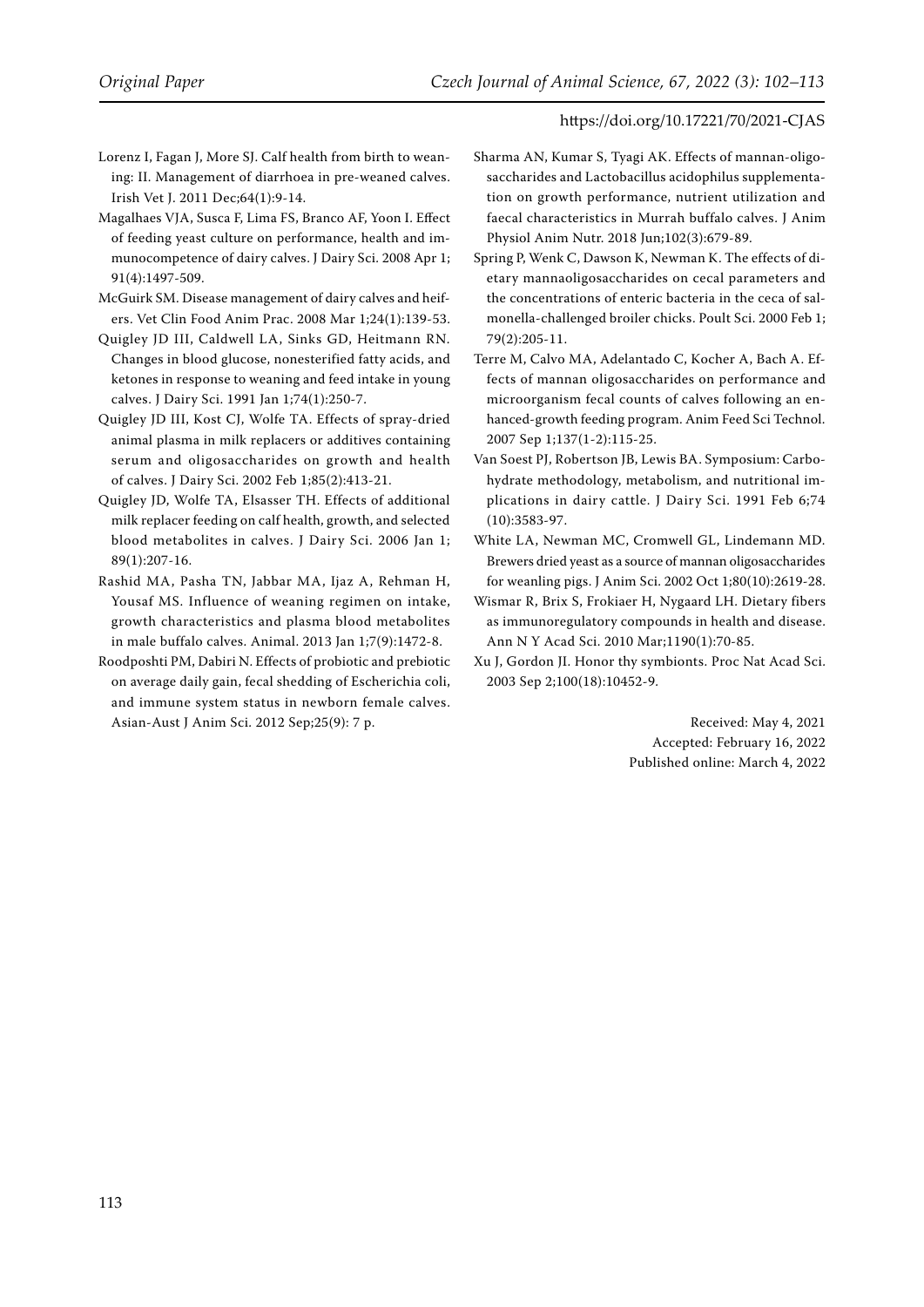Lorenz I, Fagan J, More SJ. Calf health from birth to weaning: II. Management of diarrhoea in pre-weaned calves. Irish Vet J. 2011 Dec;64(1):9-14.

Magalhaes VJA, Susca F, Lima FS, Branco AF, Yoon I. Effect of feeding yeast culture on performance, health and immunocompetence of dairy calves. J Dairy Sci. 2008 Apr 1; 91(4):1497-509.

McGuirk SM. Disease management of dairy calves and heifers. Vet Clin Food Anim Prac. 2008 Mar 1;24(1):139-53.

Quigley JD III, Caldwell LA, Sinks GD, Heitmann RN. Changes in blood glucose, nonesterified fatty acids, and ketones in response to weaning and feed intake in young calves. J Dairy Sci. 1991 Jan 1;74(1):250-7.

Quigley JD III, Kost CJ, Wolfe TA. Effects of spray-dried animal plasma in milk replacers or additives containing serum and oligosaccharides on growth and health of calves. J Dairy Sci. 2002 Feb 1;85(2):413-21.

Quigley JD, Wolfe TA, Elsasser TH. Effects of additional milk replacer feeding on calf health, growth, and selected blood metabolites in calves. J Dairy Sci. 2006 Jan 1; 89(1):207-16.

Rashid MA, Pasha TN, Jabbar MA, Ijaz A, Rehman H, Yousaf MS. Influence of weaning regimen on intake, growth characteristics and plasma blood metabolites in male buffalo calves. Animal. 2013 Jan 1;7(9):1472-8.

Roodposhti PM, Dabiri N. Effects of probiotic and prebiotic on average daily gain, fecal shedding of Escherichia coli, and immune system status in newborn female calves. Asian-Aust J Anim Sci. 2012 Sep;25(9): 7 p.

Sharma AN, Kumar S, Tyagi AK. Effects of mannan-oligosaccharides and Lactobacillus acidophilus supplementation on growth performance, nutrient utilization and faecal characteristics in Murrah buffalo calves. J Anim Physiol Anim Nutr. 2018 Jun;102(3):679-89.

Spring P, Wenk C, Dawson K, Newman K. The effects of dietary mannaoligosaccharides on cecal parameters and the concentrations of enteric bacteria in the ceca of salmonella-challenged broiler chicks. Poult Sci. 2000 Feb 1; 79(2):205-11.

Terre M, Calvo MA, Adelantado C, Kocher A, Bach A. Effects of mannan oligosaccharides on performance and microorganism fecal counts of calves following an enhanced-growth feeding program. Anim Feed Sci Technol. 2007 Sep 1;137(1-2):115-25.

Van Soest PJ, Robertson JB, Lewis BA. Symposium: Carbohydrate methodology, metabolism, and nutritional implications in dairy cattle. J Dairy Sci. 1991 Feb 6;74 (10):3583-97.

White LA, Newman MC, Cromwell GL, Lindemann MD. Brewers dried yeast as a source of mannan oligosaccharides for weanling pigs. J Anim Sci. 2002 Oct 1;80(10):2619-28.

Wismar R, Brix S, Frokiaer H, Nygaard LH. Dietary fibers as immunoregulatory compounds in health and disease. Ann N Y Acad Sci. 2010 Mar;1190(1):70-85.

Xu J, Gordon JI. Honor thy symbionts. Proc Nat Acad Sci. 2003 Sep 2;100(18):10452-9.

Received: May 4, 2021
Accepted: February 16, 2022
Published online: March 4, 2022